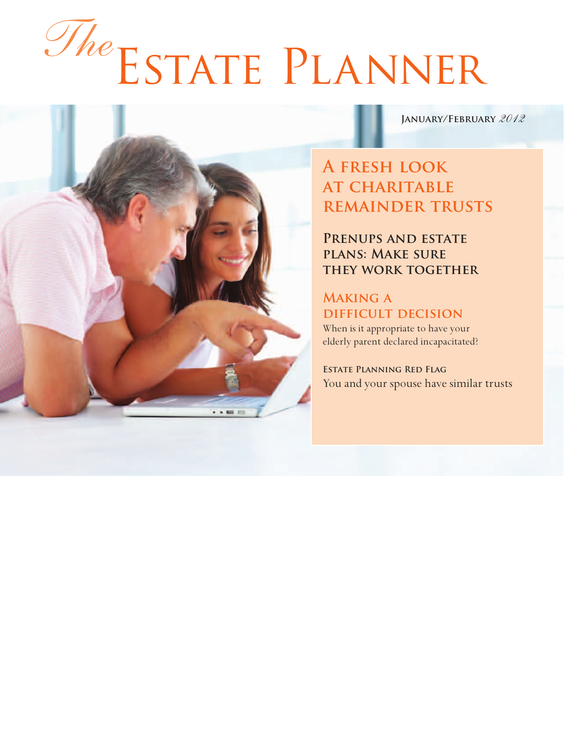# *The* Estate Planner

**January/February** *2012*

## A fresh look at charitable remainder trusts

## Prenups and estate plans: Make sure they work together

## Making a difficult decision

When is it appropriate to have your elderly parent declared incapacitated?

**Estate Planning Red Flag**

You and your spouse have similar trusts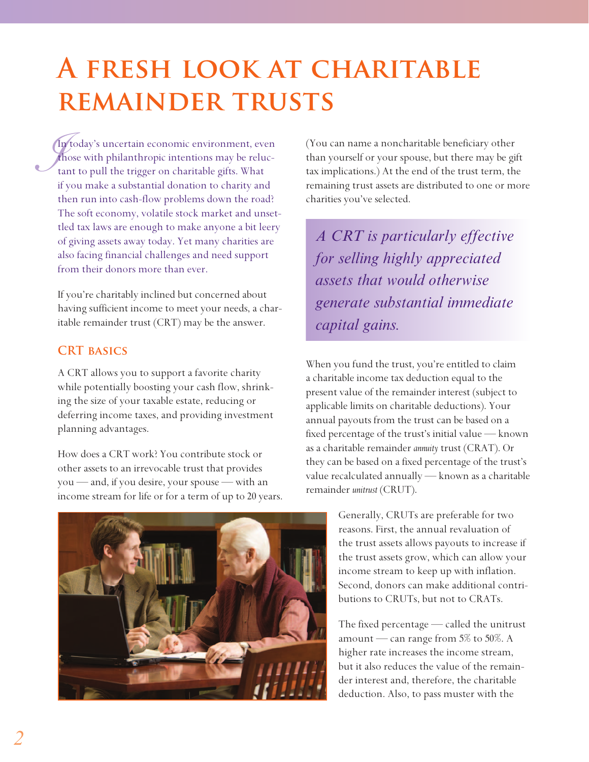# A fresh look at charitable remainder trusts

In today's uncertain economic environment, even those with philanthropic intentions may be reluctant to pull the trigger on charitable gifts. What if you make a substantial donation to charity and then run into cash-flow problems down the road? The soft economy, volatile stock market and unsettled tax laws are enough to make anyone a bit leery of giving assets away today. Yet many charities are also facing financial challenges and need support from their donors more than ever.

If you're charitably inclined but concerned about having sufficient income to meet your needs, a charitable remainder trust (CRT) may be the answer.

## CRT basics

A CRT allows you to support a favorite charity while potentially boosting your cash flow, shrinking the size of your taxable estate, reducing or deferring income taxes, and providing investment planning advantages.

How does a CRT work? You contribute stock or other assets to an irrevocable trust that provides you — and, if you desire, your spouse — with an income stream for life or for a term of up to 20 years. (You can name a noncharitable beneficiary other than yourself or your spouse, but there may be gift tax implications.) At the end of the trust term, the remaining trust assets are distributed to one or more charities you've selected.

*A CRT is particularly effective for selling highly appreciated assets that would otherwise generate substantial immediate capital gains.*

When you fund the trust, you're entitled to claim a charitable income tax deduction equal to the present value of the remainder interest (subject to applicable limits on charitable deductions). Your annual payouts from the trust can be based on a fixed percentage of the trust's initial value — known as a charitable remainder *annuity* trust (CRAT). Or they can be based on a fixed percentage of the trust's value recalculated annually — known as a charitable remainder *unitrust* (CRUT).

Generally, CRUTs are preferable for two reasons. First, the annual revaluation of the trust assets allows payouts to increase if the trust assets grow, which can allow your income stream to keep up with inflation. Second, donors can make additional contributions to CRUTs, but not to CRATs.

The fixed percentage — called the unitrust amount — can range from 5% to 50%. A higher rate increases the income stream, but it also reduces the value of the remainder interest and, therefore, the charitable deduction. Also, to pass muster with the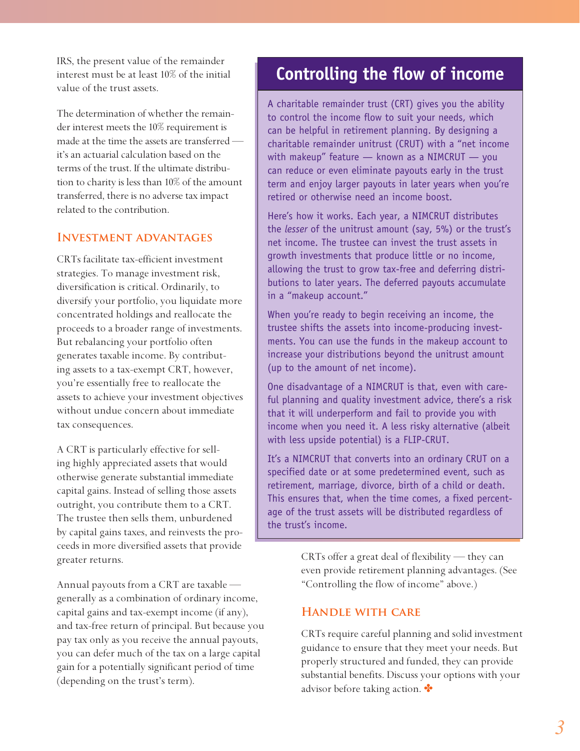IRS, the present value of the remainder interest must be at least 10% of the initial value of the trust assets.

The determination of whether the remainder interest meets the 10% requirement is made at the time the assets are transferred — it's an actuarial calculation based on the terms of the trust. If the ultimate distribution to charity is less than 10% of the amount transferred, there is no adverse tax impact related to the contribution.

## Investment advantages

CRTs facilitate tax-efficient investment strategies. To manage investment risk, diversification is critical. Ordinarily, to diversify your portfolio, you liquidate more concentrated holdings and reallocate the proceeds to a broader range of investments. But rebalancing your portfolio often generates taxable income. By contributing assets to a tax-exempt CRT, however, you're essentially free to reallocate the assets to achieve your investment objectives without undue concern about immediate tax consequences.

A CRT is particularly effective for selling highly appreciated assets that would otherwise generate substantial immediate capital gains. Instead of selling those assets outright, you contribute them to a CRT. The trustee then sells them, unburdened by capital gains taxes, and reinvests the proceeds in more diversified assets that provide greater returns.

Annual payouts from a CRT are taxable — generally as a combination of ordinary income, capital gains and tax-exempt income (if any), and tax-free return of principal. But because you pay tax only as you receive the annual payouts, you can defer much of the tax on a large capital gain for a potentially significant period of time (depending on the trust's term).

## Controlling the flow of income

A charitable remainder trust (CRT) gives you the ability to control the income flow to suit your needs, which can be helpful in retirement planning. By designing a charitable remainder unitrust (CRUT) with a "net income with makeup" feature — known as a NIMCRUT — you can reduce or even eliminate payouts early in the trust term and enjoy larger payouts in later years when you're retired or otherwise need an income boost.

Here's how it works. Each year, a NIMCRUT distributes the *lesser* of the unitrust amount (say, 5%) or the trust's net income. The trustee can invest the trust assets in growth investments that produce little or no income, allowing the trust to grow tax-free and deferring distributions to later years. The deferred payouts accumulate in a "makeup account."

When you're ready to begin receiving an income, the trustee shifts the assets into income-producing investments. You can use the funds in the makeup account to increase your distributions beyond the unitrust amount (up to the amount of net income).

One disadvantage of a NIMCRUT is that, even with careful planning and quality investment advice, there's a risk that it will underperform and fail to provide you with income when you need it. A less risky alternative (albeit with less upside potential) is a FLIP-CRUT.

It's a NIMCRUT that converts into an ordinary CRUT on a specified date or at some predetermined event, such as retirement, marriage, divorce, birth of a child or death. This ensures that, when the time comes, a fixed percentage of the trust assets will be distributed regardless of the trust's income.

CRTs offer a great deal of flexibility — they can even provide retirement planning advantages. (See "Controlling the flow of income" above.)

## Handle with care

CRTs require careful planning and solid investment guidance to ensure that they meet your needs. But properly structured and funded, they can provide substantial benefits. Discuss your options with your advisor before taking action. ✤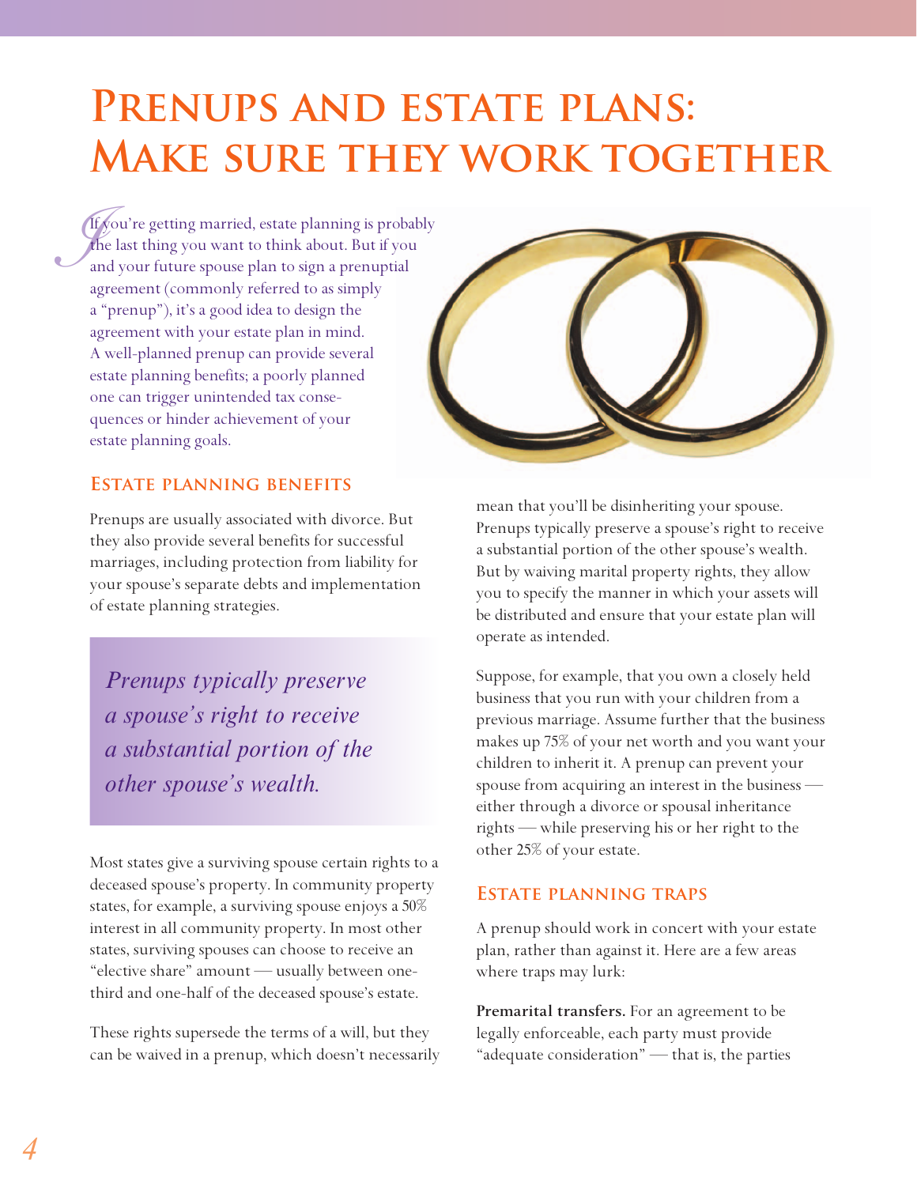# Prenups and estate plans: Make sure they work together

If you're getting married, estate planning is probably the last thing you want to think about. But if you and your future spouse plan to sign a prenuptial agreement (commonly referred to as simply a "prenup"), it's a good idea to design the agreement with your estate plan in mind. A well-planned prenup can provide several estate planning benefits; a poorly planned one can trigger unintended tax consequences or hinder achievement of your estate planning goals.

## Estate planning benefits

Prenups are usually associated with divorce. But they also provide several benefits for successful marriages, including protection from liability for your spouse's separate debts and implementation of estate planning strategies.

> *Prenups typically preserve a spouse's right to receive a substantial portion of the other spouse's wealth.*

Most states give a surviving spouse certain rights to a deceased spouse's property. In community property states, for example, a surviving spouse enjoys a 50% interest in all community property. In most other states, surviving spouses can choose to receive an "elective share" amount — usually between one-third and one-half of the deceased spouse's estate.

These rights supersede the terms of a will, but they can be waived in a prenup, which doesn't necessarily mean that you'll be disinheriting your spouse. Prenups typically preserve a spouse's right to receive a substantial portion of the other spouse's wealth. But by waiving marital property rights, they allow you to specify the manner in which your assets will be distributed and ensure that your estate plan will operate as intended.

Suppose, for example, that you own a closely held business that you run with your children from a previous marriage. Assume further that the business makes up 75% of your net worth and you want your children to inherit it. A prenup can prevent your spouse from acquiring an interest in the business — either through a divorce or spousal inheritance rights — while preserving his or her right to the other 25% of your estate.

## Estate planning traps

A prenup should work in concert with your estate plan, rather than against it. Here are a few areas where traps may lurk:

**Premarital transfers.** For an agreement to be legally enforceable, each party must provide "adequate consideration" — that is, the parties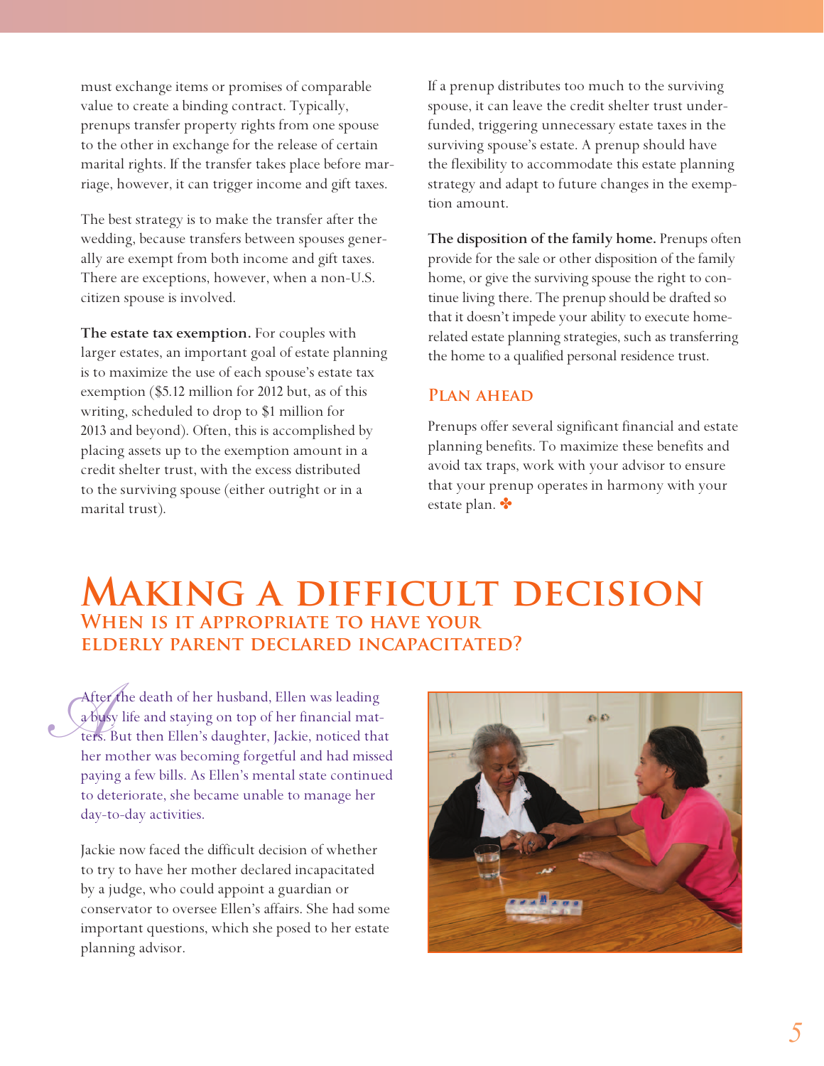must exchange items or promises of comparable value to create a binding contract. Typically, prenups transfer property rights from one spouse to the other in exchange for the release of certain marital rights. If the transfer takes place before marriage, however, it can trigger income and gift taxes.

The best strategy is to make the transfer after the wedding, because transfers between spouses generally are exempt from both income and gift taxes. There are exceptions, however, when a non-U.S. citizen spouse is involved.

**The estate tax exemption.** For couples with larger estates, an important goal of estate planning is to maximize the use of each spouse's estate tax exemption ($5.12 million for 2012 but, as of this writing, scheduled to drop to $1 million for 2013 and beyond). Often, this is accomplished by placing assets up to the exemption amount in a credit shelter trust, with the excess distributed to the surviving spouse (either outright or in a marital trust).

If a prenup distributes too much to the surviving spouse, it can leave the credit shelter trust underfunded, triggering unnecessary estate taxes in the surviving spouse's estate. A prenup should have the flexibility to accommodate this estate planning strategy and adapt to future changes in the exemption amount.

**The disposition of the family home.** Prenups often provide for the sale or other disposition of the family home, or give the surviving spouse the right to continue living there. The prenup should be drafted so that it doesn't impede your ability to execute home-related estate planning strategies, such as transferring the home to a qualified personal residence trust.

## Plan ahead

Prenups offer several significant financial and estate planning benefits. To maximize these benefits and avoid tax traps, work with your advisor to ensure that your prenup operates in harmony with your estate plan. ✤

# Making a difficult decision

## When is it appropriate to have your elderly parent declared incapacitated?

After the death of her husband, Ellen was leading a busy life and staying on top of her financial matters. But then Ellen's daughter, Jackie, noticed that her mother was becoming forgetful and had missed paying a few bills. As Ellen's mental state continued to deteriorate, she became unable to manage her day-to-day activities.

Jackie now faced the difficult decision of whether to try to have her mother declared incapacitated by a judge, who could appoint a guardian or conservator to oversee Ellen's affairs. She had some important questions, which she posed to her estate planning advisor.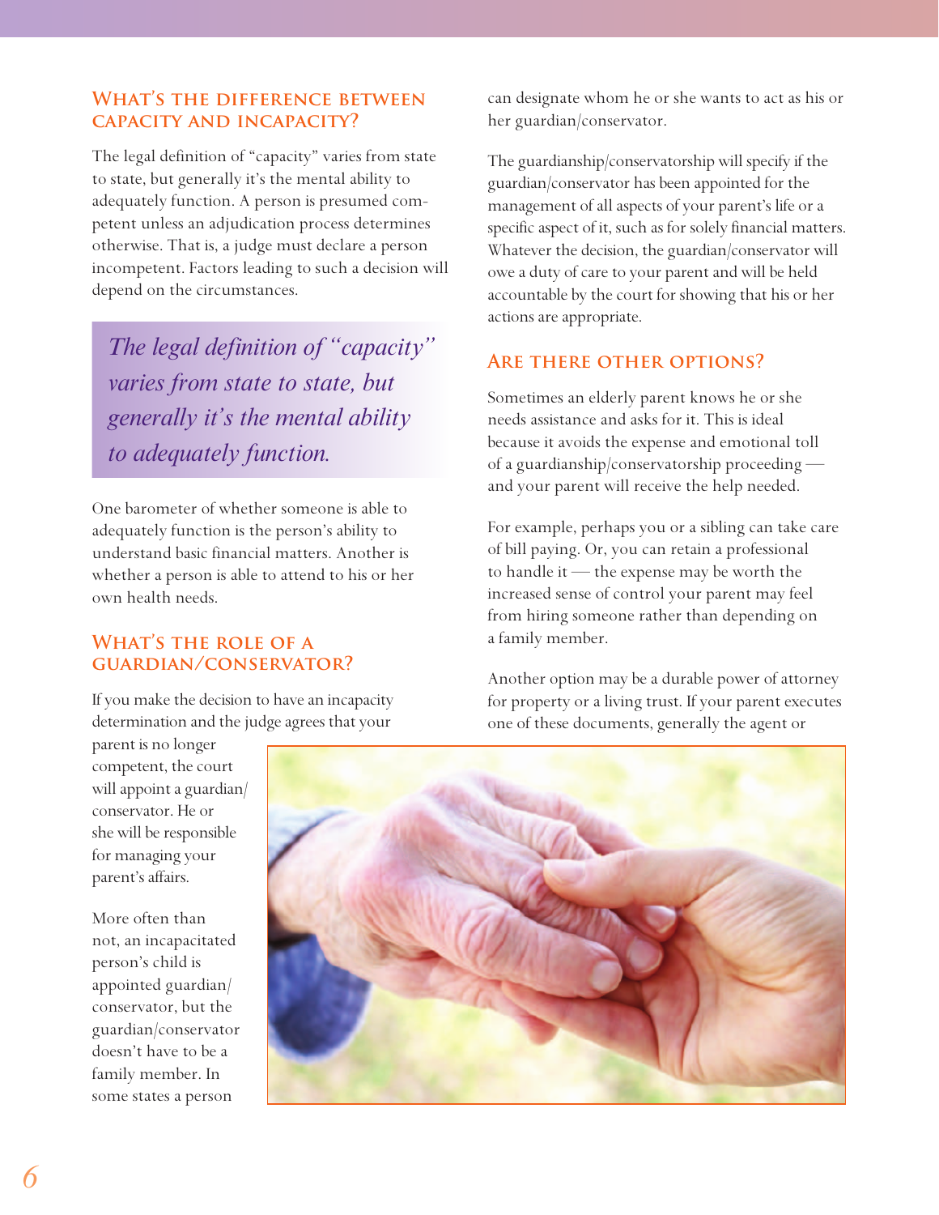## What's the difference between capacity and incapacity?

The legal definition of "capacity" varies from state to state, but generally it's the mental ability to adequately function. A person is presumed competent unless an adjudication process determines otherwise. That is, a judge must declare a person incompetent. Factors leading to such a decision will depend on the circumstances.

> *The legal definition of "capacity" varies from state to state, but generally it's the mental ability to adequately function.*

One barometer of whether someone is able to adequately function is the person's ability to understand basic financial matters. Another is whether a person is able to attend to his or her own health needs.

## What's the role of a guardian/conservator?

If you make the decision to have an incapacity determination and the judge agrees that your parent is no longer competent, the court will appoint a guardian/conservator. He or she will be responsible for managing your parent's affairs.

More often than not, an incapacitated person's child is appointed guardian/conservator, but the guardian/conservator doesn't have to be a family member. In some states a person can designate whom he or she wants to act as his or her guardian/conservator.

The guardianship/conservatorship will specify if the guardian/conservator has been appointed for the management of all aspects of your parent's life or a specific aspect of it, such as for solely financial matters. Whatever the decision, the guardian/conservator will owe a duty of care to your parent and will be held accountable by the court for showing that his or her actions are appropriate.

## Are there other options?

Sometimes an elderly parent knows he or she needs assistance and asks for it. This is ideal because it avoids the expense and emotional toll of a guardianship/conservatorship proceeding — and your parent will receive the help needed.

For example, perhaps you or a sibling can take care of bill paying. Or, you can retain a professional to handle it — the expense may be worth the increased sense of control your parent may feel from hiring someone rather than depending on a family member.

Another option may be a durable power of attorney for property or a living trust. If your parent executes one of these documents, generally the agent or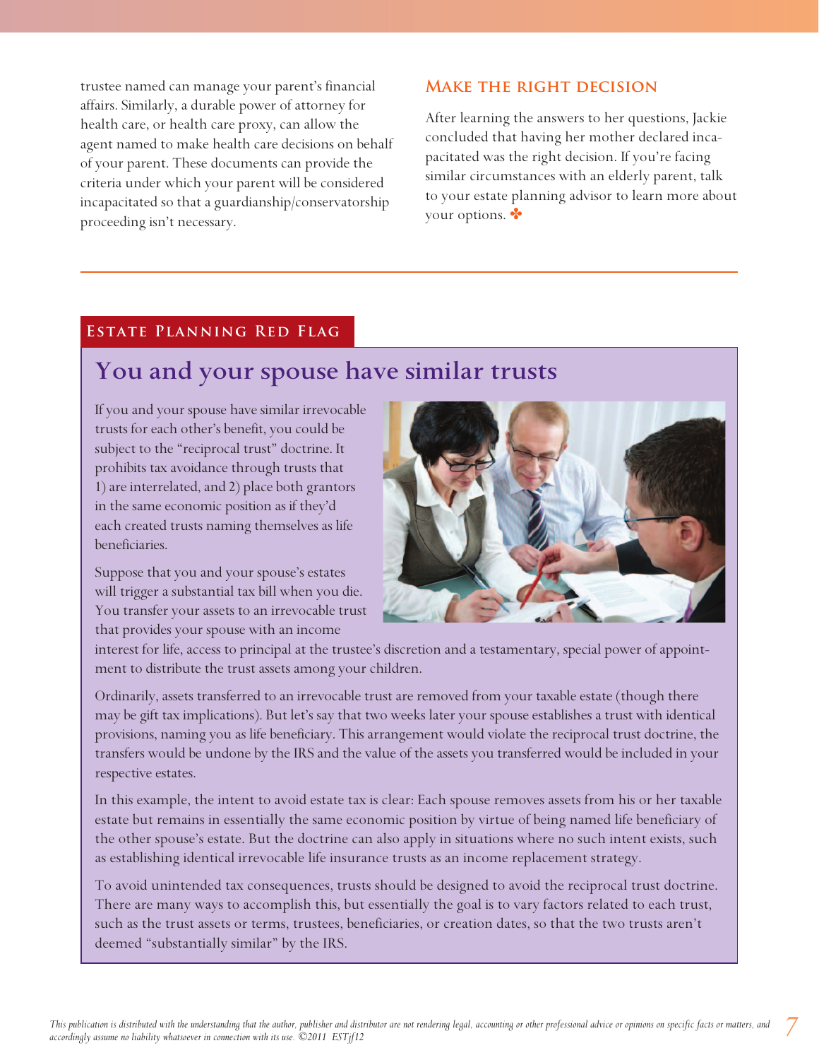trustee named can manage your parent's financial affairs. Similarly, a durable power of attorney for health care, or health care proxy, can allow the agent named to make health care decisions on behalf of your parent. These documents can provide the criteria under which your parent will be considered incapacitated so that a guardianship/conservatorship proceeding isn't necessary.

## Make the right decision

After learning the answers to her questions, Jackie concluded that having her mother declared incapacitated was the right decision. If you're facing similar circumstances with an elderly parent, talk to your estate planning advisor to learn more about your options. ✤

---

**Estate Planning Red Flag**

## You and your spouse have similar trusts

If you and your spouse have similar irrevocable trusts for each other's benefit, you could be subject to the "reciprocal trust" doctrine. It prohibits tax avoidance through trusts that 1) are interrelated, and 2) place both grantors in the same economic position as if they'd each created trusts naming themselves as life beneficiaries.

Suppose that you and your spouse's estates will trigger a substantial tax bill when you die. You transfer your assets to an irrevocable trust that provides your spouse with an income interest for life, access to principal at the trustee's discretion and a testamentary, special power of appointment to distribute the trust assets among your children.

Ordinarily, assets transferred to an irrevocable trust are removed from your taxable estate (though there may be gift tax implications). But let's say that two weeks later your spouse establishes a trust with identical provisions, naming you as life beneficiary. This arrangement would violate the reciprocal trust doctrine, the transfers would be undone by the IRS and the value of the assets you transferred would be included in your respective estates.

In this example, the intent to avoid estate tax is clear: Each spouse removes assets from his or her taxable estate but remains in essentially the same economic position by virtue of being named life beneficiary of the other spouse's estate. But the doctrine can also apply in situations where no such intent exists, such as establishing identical irrevocable life insurance trusts as an income replacement strategy.

To avoid unintended tax consequences, trusts should be designed to avoid the reciprocal trust doctrine. There are many ways to accomplish this, but essentially the goal is to vary factors related to each trust, such as the trust assets or terms, trustees, beneficiaries, or creation dates, so that the two trusts aren't deemed "substantially similar" by the IRS.

*This publication is distributed with the understanding that the author, publisher and distributor are not rendering legal, accounting or other professional advice or opinions on specific facts or matters, and accordingly assume no liability whatsoever in connection with its use. ©2011 ESTjf12*